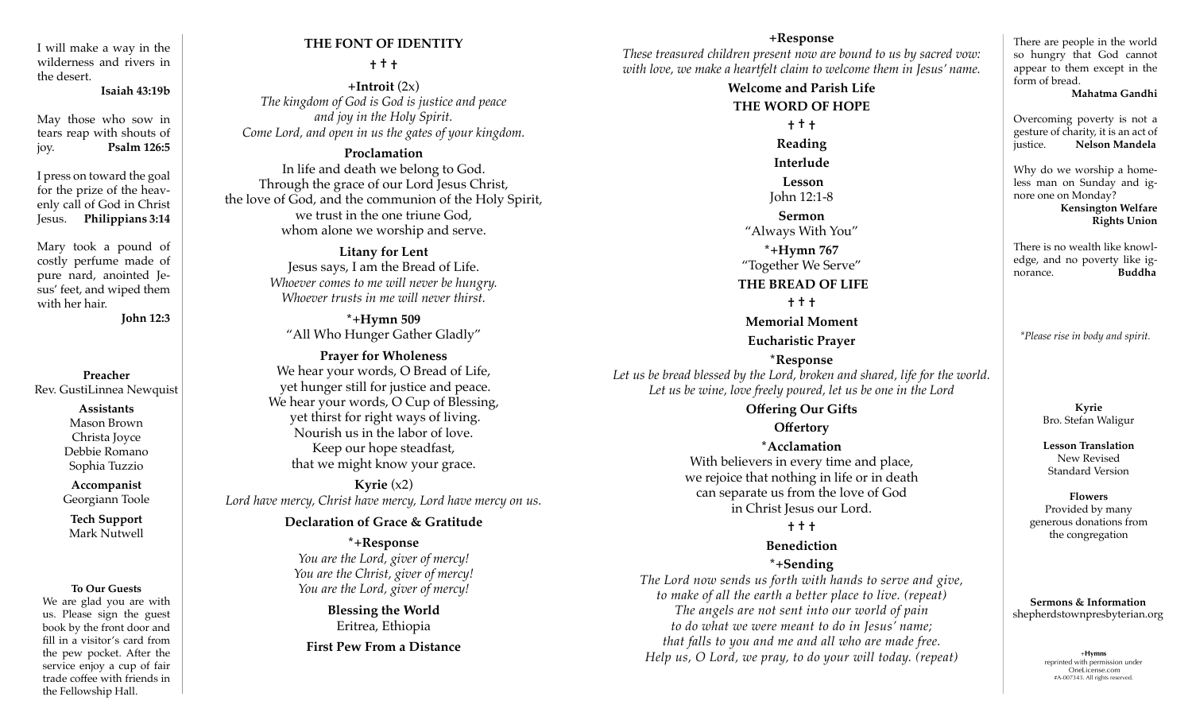I will make a way in the wilderness and rivers in the desert.
**Isaiah 43:19b**

May those who sow in tears reap with shouts of joy. **Psalm 126:5**

I press on toward the goal for the prize of the heavenly call of God in Christ Jesus. **Philippians 3:14**

Mary took a pound of costly perfume made of pure nard, anointed Jesus' feet, and wiped them with her hair.
**John 12:3**

**Preacher**
Rev. GustiLinnea Newquist

**Assistants**
Mason Brown
Christa Joyce
Debbie Romano
Sophia Tuzzio

**Accompanist**
Georgiann Toole

**Tech Support**
Mark Nutwell

**To Our Guests**
We are glad you are with us. Please sign the guest book by the front door and fill in a visitor's card from the pew pocket. After the service enjoy a cup of fair trade coffee with friends in the Fellowship Hall.

## THE FONT OF IDENTITY

† † †

**+Introit** (2x)
*The kingdom of God is God is justice and peace*
*and joy in the Holy Spirit.*
*Come Lord, and open in us the gates of your kingdom.*

**Proclamation**
In life and death we belong to God.
Through the grace of our Lord Jesus Christ,
the love of God, and the communion of the Holy Spirit,
we trust in the one triune God,
whom alone we worship and serve.

**Litany for Lent**
Jesus says, I am the Bread of Life.
*Whoever comes to me will never be hungry.*
*Whoever trusts in me will never thirst.*

**\*+Hymn 509**
"All Who Hunger Gather Gladly"

**Prayer for Wholeness**
We hear your words, O Bread of Life,
yet hunger still for justice and peace.
We hear your words, O Cup of Blessing,
yet thirst for right ways of living.
Nourish us in the labor of love.
Keep our hope steadfast,
that we might know your grace.

**Kyrie** (x2)
*Lord have mercy, Christ have mercy, Lord have mercy on us.*

**Declaration of Grace & Gratitude**

**\*+Response**
*You are the Lord, giver of mercy!*
*You are the Christ, giver of mercy!*
*You are the Lord, giver of mercy!*

**Blessing the World**
Eritrea, Ethiopia

**First Pew From a Distance**

**+Response**
*These treasured children present now are bound to us by sacred vow:*
*with love, we make a heartfelt claim to welcome them in Jesus' name.*

**Welcome and Parish Life**

## THE WORD OF HOPE

† † †

**Reading**

**Interlude**

**Lesson**
John 12:1-8

**Sermon**
"Always With You"

**\*+Hymn 767**
"Together We Serve"

## THE BREAD OF LIFE

† † †

**Memorial Moment**

**Eucharistic Prayer**

**\*Response**
*Let us be bread blessed by the Lord, broken and shared, life for the world.*
*Let us be wine, love freely poured, let us be one in the Lord*

**Offering Our Gifts**

**Offertory**

**\*Acclamation**
With believers in every time and place,
we rejoice that nothing in life or in death
can separate us from the love of God
in Christ Jesus our Lord.

† † †

**Benediction**

**\*+Sending**
*The Lord now sends us forth with hands to serve and give,*
*to make of all the earth a better place to live. (repeat)*
*The angels are not sent into our world of pain*
*to do what we were meant to do in Jesus' name;*
*that falls to you and me and all who are made free.*
*Help us, O Lord, we pray, to do your will today. (repeat)*

There are people in the world so hungry that God cannot appear to them except in the form of bread.
**Mahatma Gandhi**

Overcoming poverty is not a gesture of charity, it is an act of justice. **Nelson Mandela**

Why do we worship a homeless man on Sunday and ignore one on Monday?
**Kensington Welfare Rights Union**

There is no wealth like knowledge, and no poverty like ignorance. **Buddha**

*\*Please rise in body and spirit.*

**Kyrie**
Bro. Stefan Waligur

**Lesson Translation**
New Revised Standard Version

**Flowers**
Provided by many generous donations from the congregation

**Sermons & Information**
shepherdstownpresbyterian.org

+**Hymns**
reprinted with permission under OneLicense.com #A-007343. All rights reserved.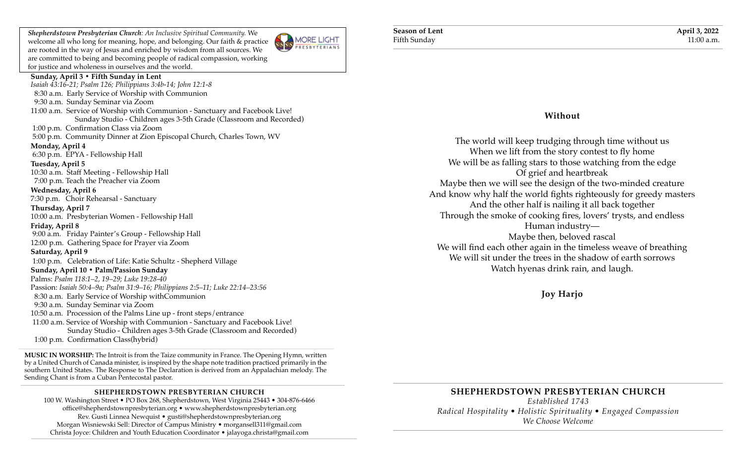***Shepherdstown Presbyterian Church**: An Inclusive Spiritual Community.* We welcome all who long for meaning, hope, and belonging. Our faith & practice are rooted in the way of Jesus and enriched by wisdom from all sources. We are committed to being and becoming people of radical compassion, working for justice and wholeness in ourselves and the world.

MORE LIGHT PRESBYTERIANS

**Sunday, April 3 • Fifth Sunday in Lent**
*Isaiah 43:16-21; Psalm 126; Philippians 3:4b-14; John 12:1-8*
8:30 a.m. Early Service of Worship with Communion
9:30 a.m. Sunday Seminar via Zoom
11:00 a.m. Service of Worship with Communion - Sanctuary and Facebook Live!
Sunday Studio - Children ages 3-5th Grade (Classroom and Recorded)
1:00 p.m. Confirmation Class via Zoom
5:00 p.m. Community Dinner at Zion Episcopal Church, Charles Town, WV

**Monday, April 4**
6:30 p.m. EPYA - Fellowship Hall

**Tuesday, April 5**
10:30 a.m. Staff Meeting - Fellowship Hall
7:00 p.m. Teach the Preacher via Zoom

**Wednesday, April 6**
7:30 p.m. Choir Rehearsal - Sanctuary

**Thursday, April 7**
10:00 a.m. Presbyterian Women - Fellowship Hall

**Friday, April 8**
9:00 a.m. Friday Painter's Group - Fellowship Hall
12:00 p.m. Gathering Space for Prayer via Zoom

**Saturday, April 9**
1:00 p.m. Celebration of Life: Katie Schultz - Shepherd Village

**Sunday, April 10 • Palm/Passion Sunday**
Palms: *Psalm 118:1–2, 19–29; Luke 19:28-40*
Passion: *Isaiah 50:4–9a; Psalm 31:9–16; Philippians 2:5–11; Luke 22:14–23:56*
8:30 a.m. Early Service of Worship withCommunion
9:30 a.m. Sunday Seminar via Zoom
10:50 a.m. Procession of the Palms Line up - front steps/entrance
11:00 a.m. Service of Worship with Communion - Sanctuary and Facebook Live!
Sunday Studio - Children ages 3-5th Grade (Classroom and Recorded)
1:00 p.m. Confirmation Class(hybrid)

**MUSIC IN WORSHIP:** The Introit is from the Taize community in France. The Opening Hymn, written by a United Church of Canada minister, is inspired by the shape note tradition practiced primarily in the southern United States. The Response to The Declaration is derived from an Appalachian melody. The Sending Chant is from a Cuban Pentecostal pastor.

**SHEPHERDSTOWN PRESBYTERIAN CHURCH**
100 W. Washington Street • PO Box 268, Shepherdstown, West Virginia 25443 • 304-876-6466
office@shepherdstownpresbyterian.org • www.shepherdstownpresbyterian.org
Rev. Gusti Linnea Newquist • gusti@shepherdstownpresbyterian.org
Morgan Wisniewski Sell: Director of Campus Ministry • morgansell311@gmail.com
Christa Joyce: Children and Youth Education Coordinator • jalayoga.christa@gmail.com

**Season of Lent** — **April 3, 2022**
Fifth Sunday — 11:00 a.m.

## Without

The world will keep trudging through time without us
When we lift from the story contest to fly home
We will be as falling stars to those watching from the edge
Of grief and heartbreak
Maybe then we will see the design of the two-minded creature
And know why half the world fights righteously for greedy masters
And the other half is nailing it all back together
Through the smoke of cooking fires, lovers' trysts, and endless
Human industry—
Maybe then, beloved rascal
We will find each other again in the timeless weave of breathing
We will sit under the trees in the shadow of earth sorrows
Watch hyenas drink rain, and laugh.

**Joy Harjo**

**SHEPHERDSTOWN PRESBYTERIAN CHURCH**
*Established 1743*
*Radical Hospitality • Holistic Spirituality • Engaged Compassion*
*We Choose Welcome*